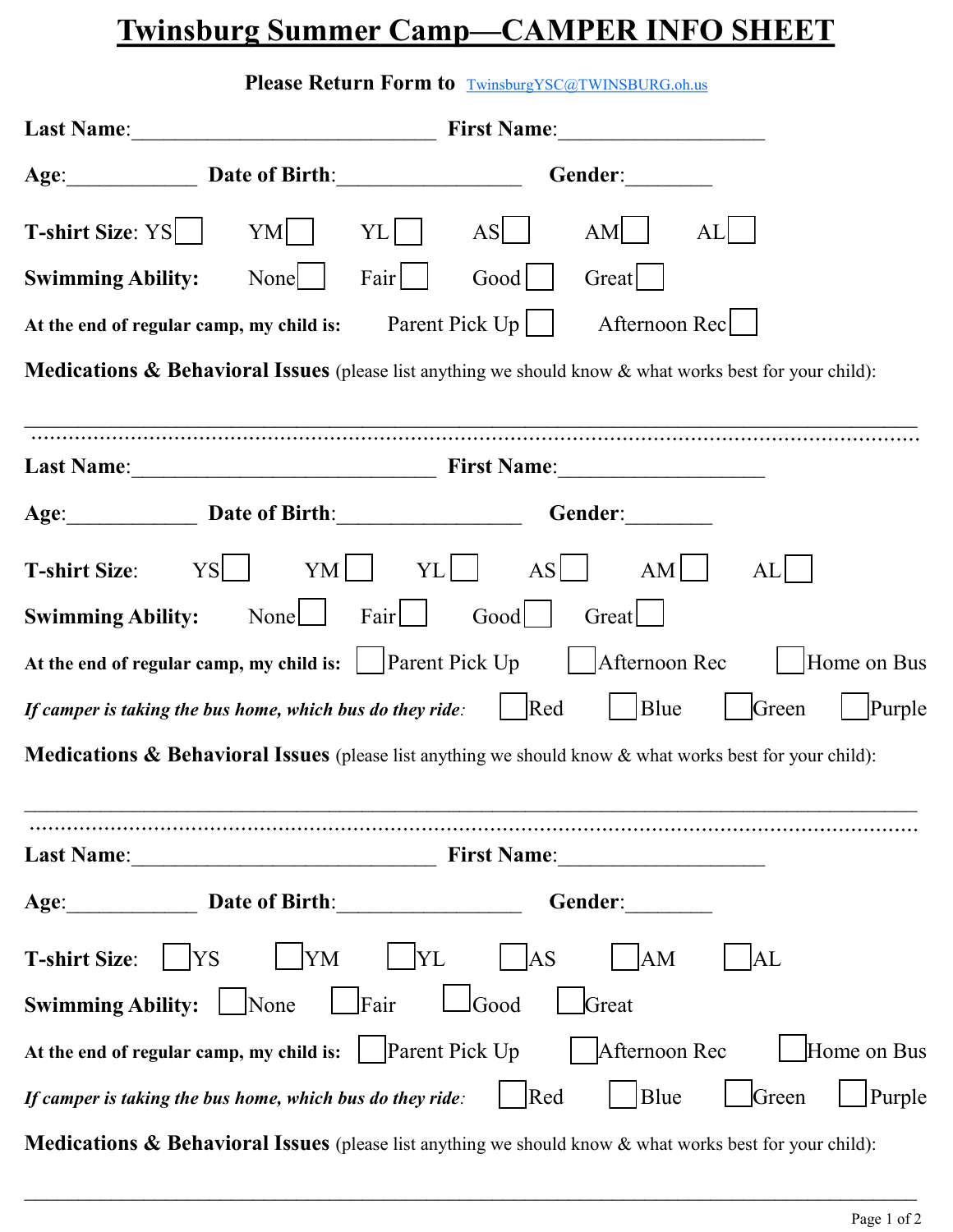# Twinsburg Summer Camp—CAMPER INFO SHEET

**Please Return Form to** TwinsburgYSC@TWINSBURG.oh.us

**Last Name**:______________________________ **First Name**:____________________

**Age**:____________ **Date of Birth**:_________________ **Gender**:________

**T-shirt Size**: YS ☐ YM ☐ YL ☐ AS ☐ AM ☐ AL ☐

**Swimming Ability:** None ☐ Fair ☐ Good ☐ Great ☐

**At the end of regular camp, my child is:** Parent Pick Up ☐ Afternoon Rec ☐

**Medications & Behavioral Issues** (please list anything we should know & what works best for your child):

_______________________________________________________________________________

---

**Last Name**:______________________________ **First Name**:____________________

**Age**:____________ **Date of Birth**:_________________ **Gender**:________

**T-shirt Size**: YS ☐ YM ☐ YL ☐ AS ☐ AM ☐ AL ☐

**Swimming Ability:** None ☐ Fair ☐ Good ☐ Great ☐

**At the end of regular camp, my child is:** ☐ Parent Pick Up ☐ Afternoon Rec ☐ Home on Bus

*If camper is taking the bus home, which bus do they ride:* ☐ Red ☐ Blue ☐ Green ☐ Purple

**Medications & Behavioral Issues** (please list anything we should know & what works best for your child):

_______________________________________________________________________________

---

**Last Name**:______________________________ **First Name**:____________________

**Age**:____________ **Date of Birth**:_________________ **Gender**:________

**T-shirt Size**: ☐ YS ☐ YM ☐ YL ☐ AS ☐ AM ☐ AL

**Swimming Ability:** ☐ None ☐ Fair ☐ Good ☐ Great

**At the end of regular camp, my child is:** ☐ Parent Pick Up ☐ Afternoon Rec ☐ Home on Bus

*If camper is taking the bus home, which bus do they ride:* ☐ Red ☐ Blue ☐ Green ☐ Purple

**Medications & Behavioral Issues** (please list anything we should know & what works best for your child):

_______________________________________________________________________________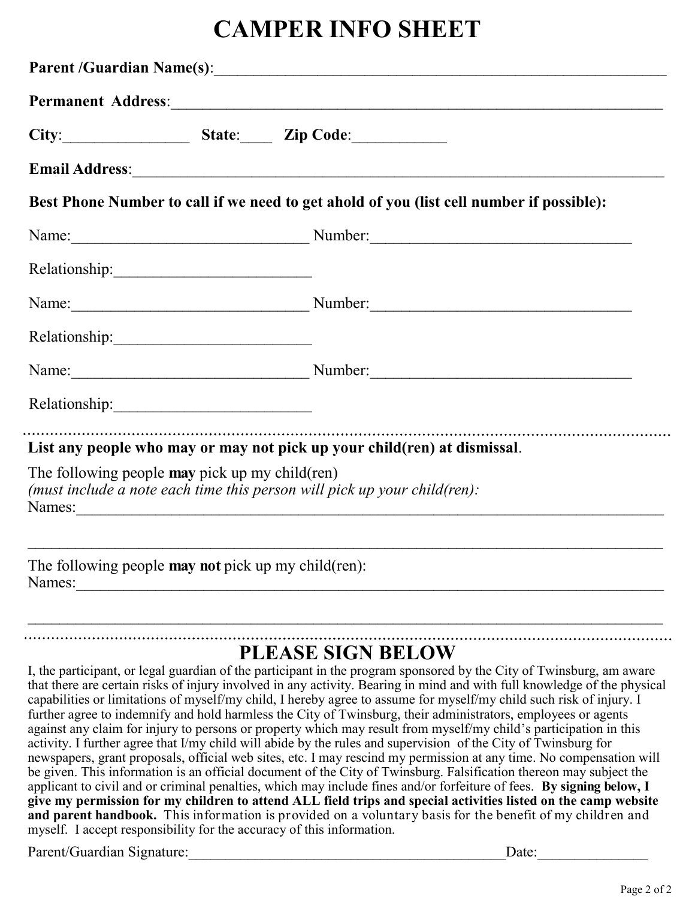# CAMPER INFO SHEET

**Parent /Guardian Name(s)**:_____________________________________________________________

**Permanent Address**:_________________________________________________________________

**City**:________________ **State**:____ **Zip Code**:___________

**Email Address**:_____________________________________________________________________

**Best Phone Number to call if we need to get ahold of you (list cell number if possible):**

Name:_____________________________ Number:_________________________________

Relationship:________________________

Name:_____________________________ Number:_________________________________

Relationship:________________________

Name:_____________________________ Number:_________________________________

Relationship:________________________

---

**List any people who may or may not pick up your child(ren) at dismissal**.

The following people **may** pick up my child(ren)
*(must include a note each time this person will pick up your child(ren):*
Names:____________________________________________________________________________

__________________________________________________________________________________

The following people **may not** pick up my child(ren):
Names:____________________________________________________________________________

__________________________________________________________________________________

---

## PLEASE SIGN BELOW

I, the participant, or legal guardian of the participant in the program sponsored by the City of Twinsburg, am aware that there are certain risks of injury involved in any activity. Bearing in mind and with full knowledge of the physical capabilities or limitations of myself/my child, I hereby agree to assume for myself/my child such risk of injury. I further agree to indemnify and hold harmless the City of Twinsburg, their administrators, employees or agents against any claim for injury to persons or property which may result from myself/my child's participation in this activity. I further agree that I/my child will abide by the rules and supervision of the City of Twinsburg for newspapers, grant proposals, official web sites, etc. I may rescind my permission at any time. No compensation will be given. This information is an official document of the City of Twinsburg. Falsification thereon may subject the applicant to civil and or criminal penalties, which may include fines and/or forfeiture of fees. **By signing below, I give my permission for my children to attend ALL field trips and special activities listed on the camp website and parent handbook.** This information is provided on a voluntary basis for the benefit of my children and myself. I accept responsibility for the accuracy of this information.

Parent/Guardian Signature:___________________________________________Date:_______________